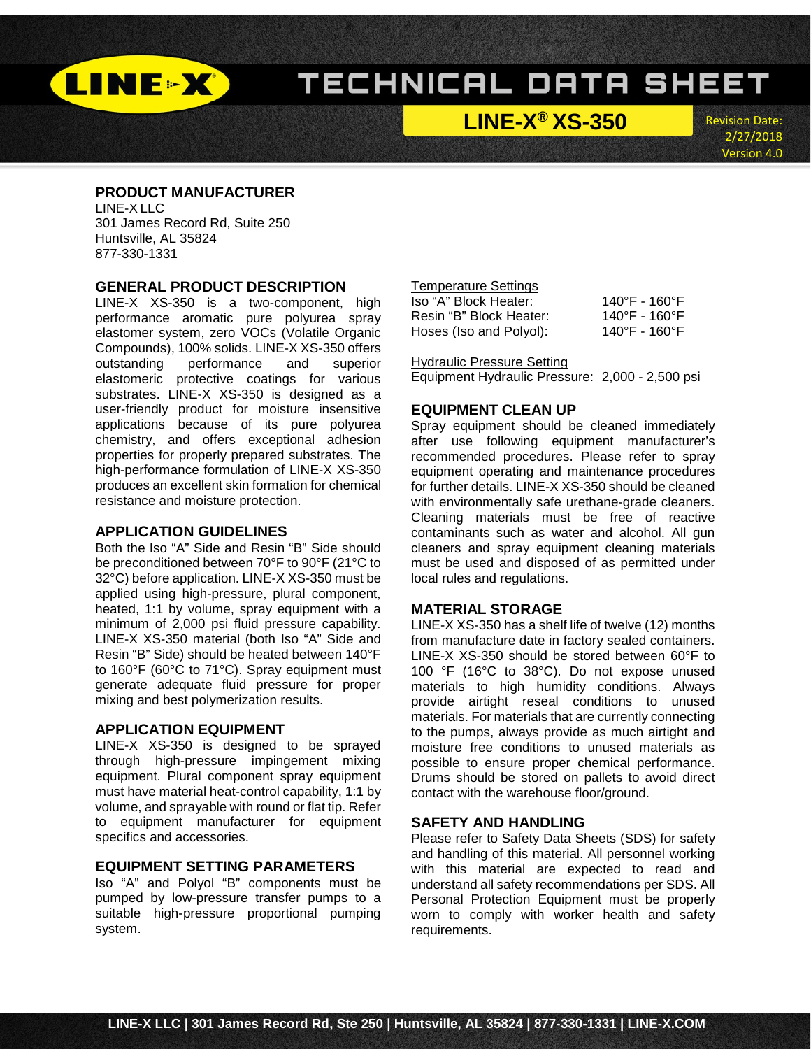# TECHNICAL DATA SHEET

## LINE-X® XS-350

Revision Date: 2/27/2018
Version 4.0

### PRODUCT MANUFACTURER

LINE-X LLC
301 James Record Rd, Suite 250
Huntsville, AL 35824
877-330-1331

### GENERAL PRODUCT DESCRIPTION

LINE-X XS-350 is a two-component, high performance aromatic pure polyurea spray elastomer system, zero VOCs (Volatile Organic Compounds), 100% solids. LINE-X XS-350 offers outstanding performance and superior elastomeric protective coatings for various substrates. LINE-X XS-350 is designed as a user-friendly product for moisture insensitive applications because of its pure polyurea chemistry, and offers exceptional adhesion properties for properly prepared substrates. The high-performance formulation of LINE-X XS-350 produces an excellent skin formation for chemical resistance and moisture protection.

### APPLICATION GUIDELINES

Both the Iso "A" Side and Resin "B" Side should be preconditioned between 70°F to 90°F (21°C to 32°C) before application. LINE-X XS-350 must be applied using high-pressure, plural component, heated, 1:1 by volume, spray equipment with a minimum of 2,000 psi fluid pressure capability. LINE-X XS-350 material (both Iso "A" Side and Resin "B" Side) should be heated between 140°F to 160°F (60°C to 71°C). Spray equipment must generate adequate fluid pressure for proper mixing and best polymerization results.

### APPLICATION EQUIPMENT

LINE-X XS-350 is designed to be sprayed through high-pressure impingement mixing equipment. Plural component spray equipment must have material heat-control capability, 1:1 by volume, and sprayable with round or flat tip. Refer to equipment manufacturer for equipment specifics and accessories.

### EQUIPMENT SETTING PARAMETERS

Iso "A" and Polyol "B" components must be pumped by low-pressure transfer pumps to a suitable high-pressure proportional pumping system.

Temperature Settings

| | |
|---|---|
| Iso "A" Block Heater: | 140°F - 160°F |
| Resin "B" Block Heater: | 140°F - 160°F |
| Hoses (Iso and Polyol): | 140°F - 160°F |

Hydraulic Pressure Setting

Equipment Hydraulic Pressure: 2,000 - 2,500 psi

### EQUIPMENT CLEAN UP

Spray equipment should be cleaned immediately after use following equipment manufacturer's recommended procedures. Please refer to spray equipment operating and maintenance procedures for further details. LINE-X XS-350 should be cleaned with environmentally safe urethane-grade cleaners. Cleaning materials must be free of reactive contaminants such as water and alcohol. All gun cleaners and spray equipment cleaning materials must be used and disposed of as permitted under local rules and regulations.

### MATERIAL STORAGE

LINE-X XS-350 has a shelf life of twelve (12) months from manufacture date in factory sealed containers. LINE-X XS-350 should be stored between 60°F to 100 °F (16°C to 38°C). Do not expose unused materials to high humidity conditions. Always provide airtight reseal conditions to unused materials. For materials that are currently connecting to the pumps, always provide as much airtight and moisture free conditions to unused materials as possible to ensure proper chemical performance. Drums should be stored on pallets to avoid direct contact with the warehouse floor/ground.

### SAFETY AND HANDLING

Please refer to Safety Data Sheets (SDS) for safety and handling of this material. All personnel working with this material are expected to read and understand all safety recommendations per SDS. All Personal Protection Equipment must be properly worn to comply with worker health and safety requirements.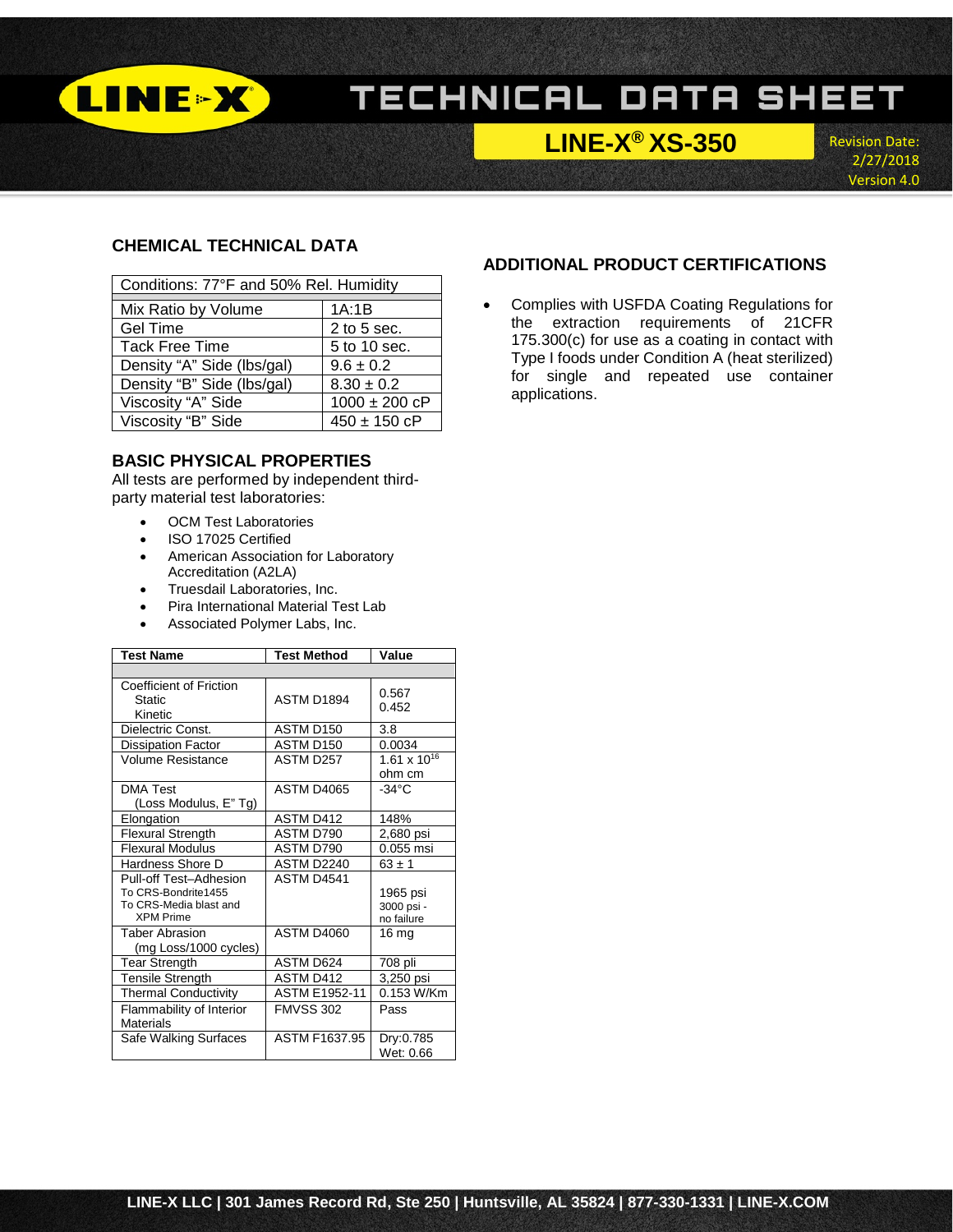# TECHNICAL DATA SHEET

## LINE-X® XS-350

Revision Date: 2/27/2018 Version 4.0

### CHEMICAL TECHNICAL DATA

| Conditions: 77°F and 50% Rel. Humidity | |
|---|---|
| Mix Ratio by Volume | 1A:1B |
| Gel Time | 2 to 5 sec. |
| Tack Free Time | 5 to 10 sec. |
| Density "A" Side (lbs/gal) | 9.6 ± 0.2 |
| Density "B" Side (lbs/gal) | 8.30 ± 0.2 |
| Viscosity "A" Side | 1000 ± 200 cP |
| Viscosity "B" Side | 450 ± 150 cP |

### BASIC PHYSICAL PROPERTIES

All tests are performed by independent third-party material test laboratories:

- OCM Test Laboratories
- ISO 17025 Certified
- American Association for Laboratory Accreditation (A2LA)
- Truesdail Laboratories, Inc.
- Pira International Material Test Lab
- Associated Polymer Labs, Inc.

| Test Name | Test Method | Value |
|---|---|---|
| Coefficient of Friction Static Kinetic | ASTM D1894 | 0.567 0.452 |
| Dielectric Const. | ASTM D150 | 3.8 |
| Dissipation Factor | ASTM D150 | 0.0034 |
| Volume Resistance | ASTM D257 | $1.61 \times 10^{16}$ ohm cm |
| DMA Test (Loss Modulus, E" Tg) | ASTM D4065 | -34°C |
| Elongation | ASTM D412 | 148% |
| Flexural Strength | ASTM D790 | 2,680 psi |
| Flexural Modulus | ASTM D790 | 0.055 msi |
| Hardness Shore D | ASTM D2240 | 63 ± 1 |
| Pull-off Test–Adhesion To CRS-Bondrite1455 To CRS-Media blast and XPM Prime | ASTM D4541 | 1965 psi 3000 psi - no failure |
| Taber Abrasion (mg Loss/1000 cycles) | ASTM D4060 | 16 mg |
| Tear Strength | ASTM D624 | 708 pli |
| Tensile Strength | ASTM D412 | 3,250 psi |
| Thermal Conductivity | ASTM E1952-11 | 0.153 W/Km |
| Flammability of Interior Materials | FMVSS 302 | Pass |
| Safe Walking Surfaces | ASTM F1637.95 | Dry:0.785 Wet: 0.66 |

### ADDITIONAL PRODUCT CERTIFICATIONS

- Complies with USFDA Coating Regulations for the extraction requirements of 21CFR 175.300(c) for use as a coating in contact with Type I foods under Condition A (heat sterilized) for single and repeated use container applications.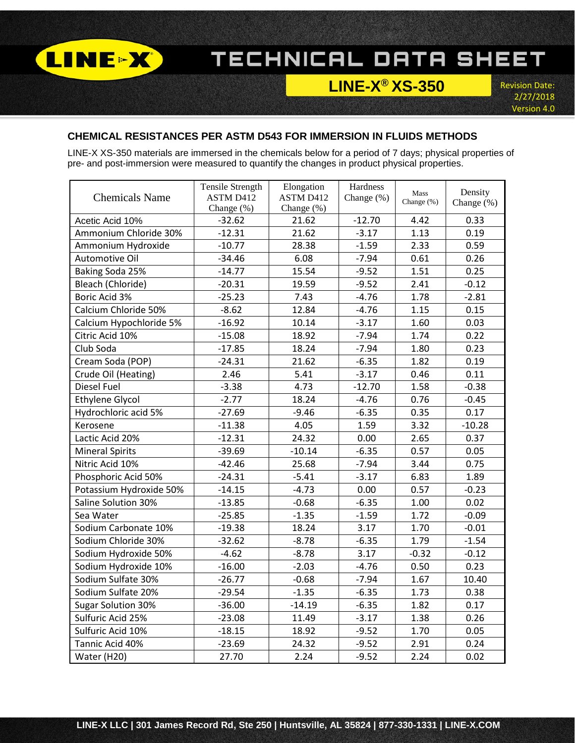# TECHNICAL DATA SHEET

## LINE-X® XS-350

Revision Date: 2/27/2018
Version 4.0

### CHEMICAL RESISTANCES PER ASTM D543 FOR IMMERSION IN FLUIDS METHODS

LINE-X XS-350 materials are immersed in the chemicals below for a period of 7 days; physical properties of pre- and post-immersion were measured to quantify the changes in product physical properties.

| Chemicals Name | Tensile Strength ASTM D412 Change (%) | Elongation ASTM D412 Change (%) | Hardness Change (%) | Mass Change (%) | Density Change (%) |
|---|---|---|---|---|---|
| Acetic Acid 10% | -32.62 | 21.62 | -12.70 | 4.42 | 0.33 |
| Ammonium Chloride 30% | -12.31 | 21.62 | -3.17 | 1.13 | 0.19 |
| Ammonium Hydroxide | -10.77 | 28.38 | -1.59 | 2.33 | 0.59 |
| Automotive Oil | -34.46 | 6.08 | -7.94 | 0.61 | 0.26 |
| Baking Soda 25% | -14.77 | 15.54 | -9.52 | 1.51 | 0.25 |
| Bleach (Chloride) | -20.31 | 19.59 | -9.52 | 2.41 | -0.12 |
| Boric Acid 3% | -25.23 | 7.43 | -4.76 | 1.78 | -2.81 |
| Calcium Chloride 50% | -8.62 | 12.84 | -4.76 | 1.15 | 0.15 |
| Calcium Hypochloride 5% | -16.92 | 10.14 | -3.17 | 1.60 | 0.03 |
| Citric Acid 10% | -15.08 | 18.92 | -7.94 | 1.74 | 0.22 |
| Club Soda | -17.85 | 18.24 | -7.94 | 1.80 | 0.23 |
| Cream Soda (POP) | -24.31 | 21.62 | -6.35 | 1.82 | 0.19 |
| Crude Oil (Heating) | 2.46 | 5.41 | -3.17 | 0.46 | 0.11 |
| Diesel Fuel | -3.38 | 4.73 | -12.70 | 1.58 | -0.38 |
| Ethylene Glycol | -2.77 | 18.24 | -4.76 | 0.76 | -0.45 |
| Hydrochloric acid 5% | -27.69 | -9.46 | -6.35 | 0.35 | 0.17 |
| Kerosene | -11.38 | 4.05 | 1.59 | 3.32 | -10.28 |
| Lactic Acid 20% | -12.31 | 24.32 | 0.00 | 2.65 | 0.37 |
| Mineral Spirits | -39.69 | -10.14 | -6.35 | 0.57 | 0.05 |
| Nitric Acid 10% | -42.46 | 25.68 | -7.94 | 3.44 | 0.75 |
| Phosphoric Acid 50% | -24.31 | -5.41 | -3.17 | 6.83 | 1.89 |
| Potassium Hydroxide 50% | -14.15 | -4.73 | 0.00 | 0.57 | -0.23 |
| Saline Solution 30% | -13.85 | -0.68 | -6.35 | 1.00 | 0.02 |
| Sea Water | -25.85 | -1.35 | -1.59 | 1.72 | -0.09 |
| Sodium Carbonate 10% | -19.38 | 18.24 | 3.17 | 1.70 | -0.01 |
| Sodium Chloride 30% | -32.62 | -8.78 | -6.35 | 1.79 | -1.54 |
| Sodium Hydroxide 50% | -4.62 | -8.78 | 3.17 | -0.32 | -0.12 |
| Sodium Hydroxide 10% | -16.00 | -2.03 | -4.76 | 0.50 | 0.23 |
| Sodium Sulfate 30% | -26.77 | -0.68 | -7.94 | 1.67 | 10.40 |
| Sodium Sulfate 20% | -29.54 | -1.35 | -6.35 | 1.73 | 0.38 |
| Sugar Solution 30% | -36.00 | -14.19 | -6.35 | 1.82 | 0.17 |
| Sulfuric Acid 25% | -23.08 | 11.49 | -3.17 | 1.38 | 0.26 |
| Sulfuric Acid 10% | -18.15 | 18.92 | -9.52 | 1.70 | 0.05 |
| Tannic Acid 40% | -23.69 | 24.32 | -9.52 | 2.91 | 0.24 |
| Water (H20) | 27.70 | 2.24 | -9.52 | 2.24 | 0.02 |

LINE-X LLC | 301 James Record Rd, Ste 250 | Huntsville, AL 35824 | 877-330-1331 | LINE-X.COM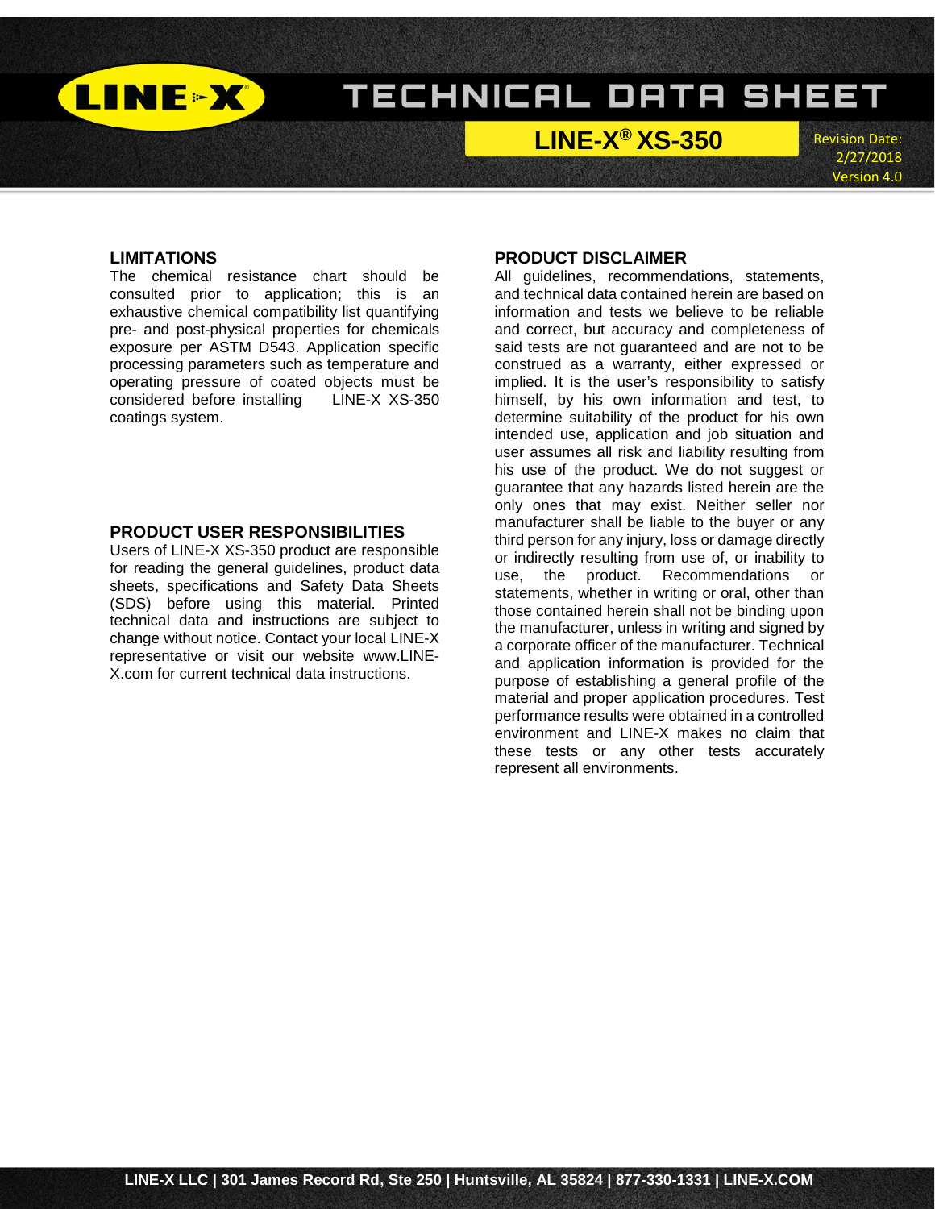## LIMITATIONS

The chemical resistance chart should be consulted prior to application; this is an exhaustive chemical compatibility list quantifying pre- and post-physical properties for chemicals exposure per ASTM D543. Application specific processing parameters such as temperature and operating pressure of coated objects must be considered before installing LINE-X XS-350 coatings system.

## PRODUCT USER RESPONSIBILITIES

Users of LINE-X XS-350 product are responsible for reading the general guidelines, product data sheets, specifications and Safety Data Sheets (SDS) before using this material. Printed technical data and instructions are subject to change without notice. Contact your local LINE-X representative or visit our website www.LINE-X.com for current technical data instructions.

## PRODUCT DISCLAIMER

All guidelines, recommendations, statements, and technical data contained herein are based on information and tests we believe to be reliable and correct, but accuracy and completeness of said tests are not guaranteed and are not to be construed as a warranty, either expressed or implied. It is the user's responsibility to satisfy himself, by his own information and test, to determine suitability of the product for his own intended use, application and job situation and user assumes all risk and liability resulting from his use of the product. We do not suggest or guarantee that any hazards listed herein are the only ones that may exist. Neither seller nor manufacturer shall be liable to the buyer or any third person for any injury, loss or damage directly or indirectly resulting from use of, or inability to use, the product. Recommendations or statements, whether in writing or oral, other than those contained herein shall not be binding upon the manufacturer, unless in writing and signed by a corporate officer of the manufacturer. Technical and application information is provided for the purpose of establishing a general profile of the material and proper application procedures. Test performance results were obtained in a controlled environment and LINE-X makes no claim that these tests or any other tests accurately represent all environments.